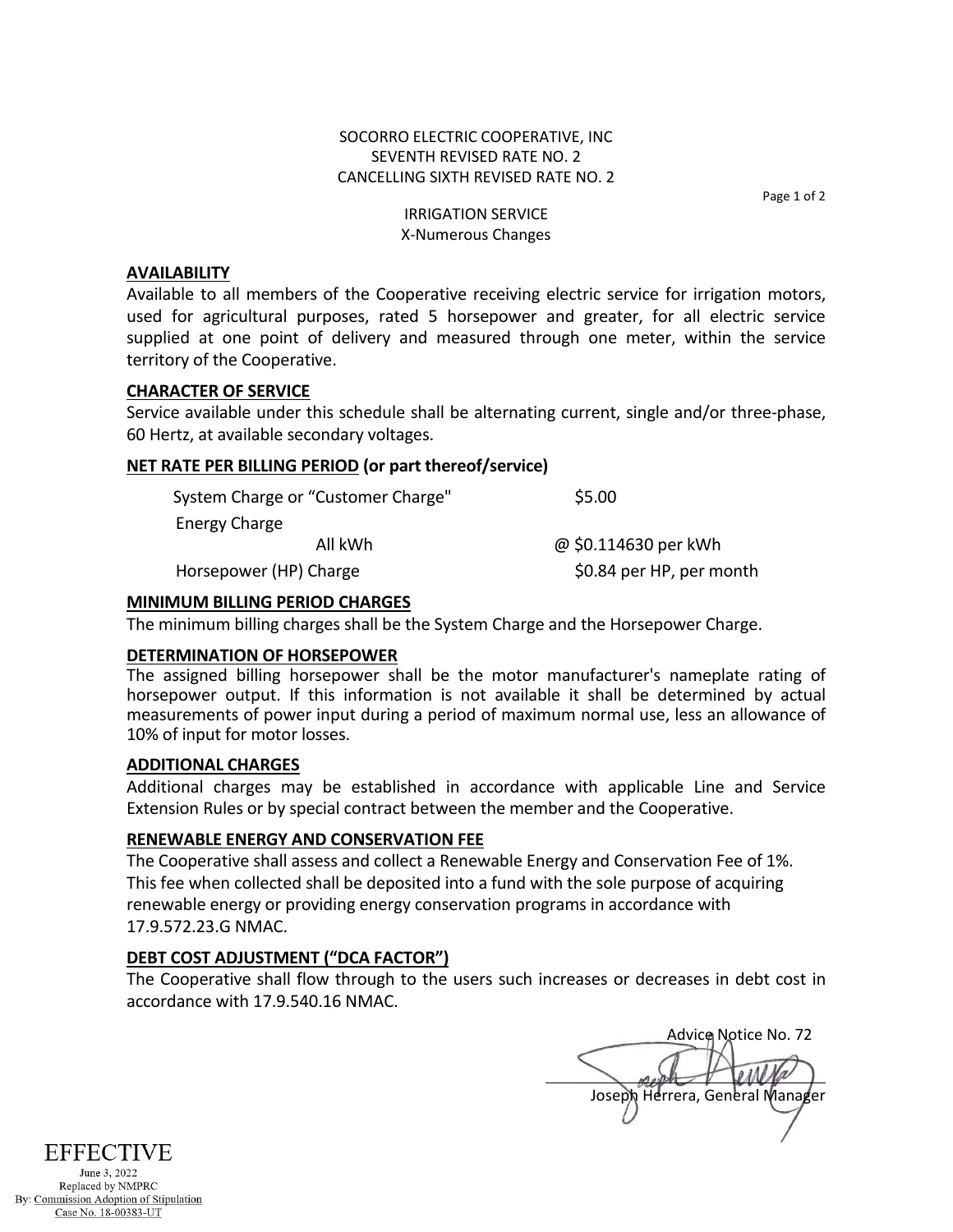SOCORRO ELECTRIC COOPERATIVE, INC
SEVENTH REVISED RATE NO. 2
CANCELLING SIXTH REVISED RATE NO. 2

IRRIGATION SERVICE
X-Numerous Changes

## AVAILABILITY

Available to all members of the Cooperative receiving electric service for irrigation motors, used for agricultural purposes, rated 5 horsepower and greater, for all electric service supplied at one point of delivery and measured through one meter, within the service territory of the Cooperative.

## CHARACTER OF SERVICE

Service available under this schedule shall be alternating current, single and/or three-phase, 60 Hertz, at available secondary voltages.

## NET RATE PER BILLING PERIOD (or part thereof/service)

| | |
|---|---|
| System Charge or "Customer Charge" | $5.00 |
| Energy Charge | |
| All kWh | @ $0.114630 per kWh |
| Horsepower (HP) Charge | $0.84 per HP, per month |

## MINIMUM BILLING PERIOD CHARGES

The minimum billing charges shall be the System Charge and the Horsepower Charge.

## DETERMINATION OF HORSEPOWER

The assigned billing horsepower shall be the motor manufacturer's nameplate rating of horsepower output. If this information is not available it shall be determined by actual measurements of power input during a period of maximum normal use, less an allowance of 10% of input for motor losses.

## ADDITIONAL CHARGES

Additional charges may be established in accordance with applicable Line and Service Extension Rules or by special contract between the member and the Cooperative.

## RENEWABLE ENERGY AND CONSERVATION FEE

The Cooperative shall assess and collect a Renewable Energy and Conservation Fee of 1%. This fee when collected shall be deposited into a fund with the sole purpose of acquiring renewable energy or providing energy conservation programs in accordance with 17.9.572.23.G NMAC.

## DEBT COST ADJUSTMENT ("DCA FACTOR")

The Cooperative shall flow through to the users such increases or decreases in debt cost in accordance with 17.9.540.16 NMAC.

Advice Notice No. 72

Joseph Herrera, General Manager

EFFECTIVE
June 3, 2022
Replaced by NMPRC
By: Commission Adoption of Stipulation
Case No. 18-00383-UT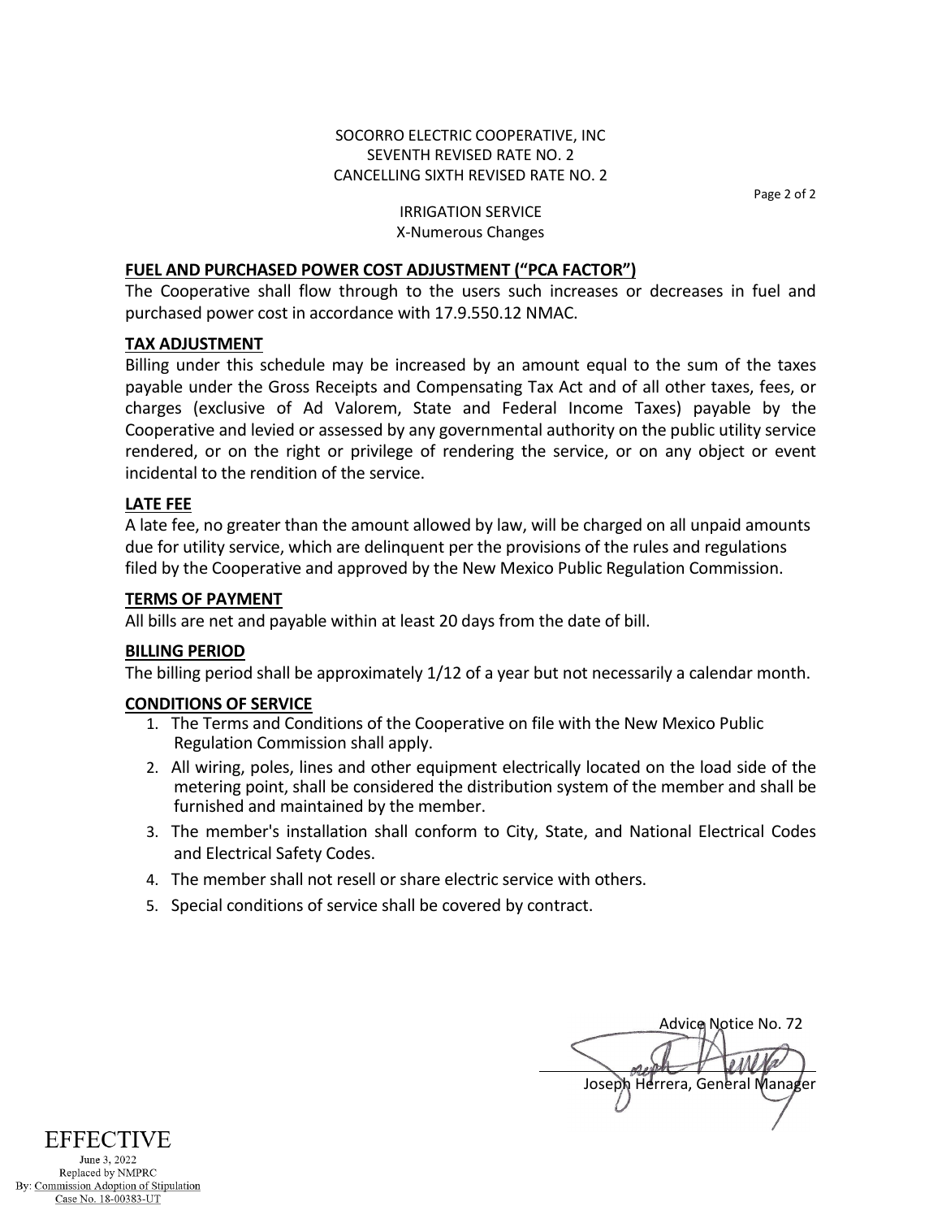SOCORRO ELECTRIC COOPERATIVE, INC
SEVENTH REVISED RATE NO. 2
CANCELLING SIXTH REVISED RATE NO. 2

IRRIGATION SERVICE
X-Numerous Changes

## FUEL AND PURCHASED POWER COST ADJUSTMENT ("PCA FACTOR")

The Cooperative shall flow through to the users such increases or decreases in fuel and purchased power cost in accordance with 17.9.550.12 NMAC.

## TAX ADJUSTMENT

Billing under this schedule may be increased by an amount equal to the sum of the taxes payable under the Gross Receipts and Compensating Tax Act and of all other taxes, fees, or charges (exclusive of Ad Valorem, State and Federal Income Taxes) payable by the Cooperative and levied or assessed by any governmental authority on the public utility service rendered, or on the right or privilege of rendering the service, or on any object or event incidental to the rendition of the service.

## LATE FEE

A late fee, no greater than the amount allowed by law, will be charged on all unpaid amounts due for utility service, which are delinquent per the provisions of the rules and regulations filed by the Cooperative and approved by the New Mexico Public Regulation Commission.

## TERMS OF PAYMENT

All bills are net and payable within at least 20 days from the date of bill.

## BILLING PERIOD

The billing period shall be approximately 1/12 of a year but not necessarily a calendar month.

## CONDITIONS OF SERVICE

1. The Terms and Conditions of the Cooperative on file with the New Mexico Public Regulation Commission shall apply.
2. All wiring, poles, lines and other equipment electrically located on the load side of the metering point, shall be considered the distribution system of the member and shall be furnished and maintained by the member.
3. The member's installation shall conform to City, State, and National Electrical Codes and Electrical Safety Codes.
4. The member shall not resell or share electric service with others.
5. Special conditions of service shall be covered by contract.

Advice Notice No. 72

Joseph Herrera, General Manager

EFFECTIVE
June 3, 2022
Replaced by NMPRC
By: Commission Adoption of Stipulation
Case No. 18-00383-UT